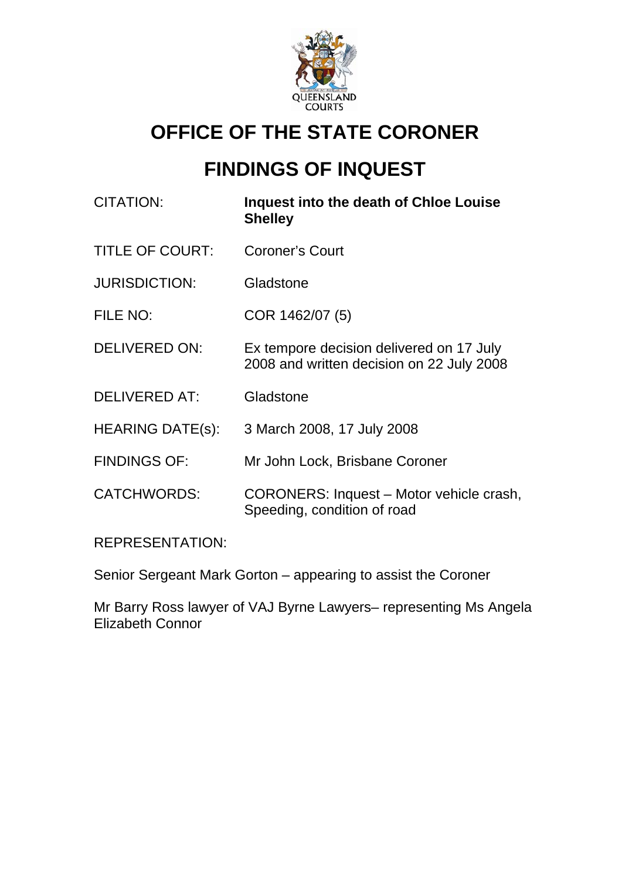# OFFICE OF THE STATE CORONER

# FINDINGS OF INQUEST

| | |
|---|---|
| CITATION: | **Inquest into the death of Chloe Louise Shelley** |
| TITLE OF COURT: | Coroner's Court |
| JURISDICTION: | Gladstone |
| FILE NO: | COR 1462/07 (5) |
| DELIVERED ON: | Ex tempore decision delivered on 17 July 2008 and written decision on 22 July 2008 |
| DELIVERED AT: | Gladstone |
| HEARING DATE(s): | 3 March 2008, 17 July 2008 |
| FINDINGS OF: | Mr John Lock, Brisbane Coroner |
| CATCHWORDS: | CORONERS: Inquest – Motor vehicle crash, Speeding, condition of road |

REPRESENTATION:

Senior Sergeant Mark Gorton – appearing to assist the Coroner

Mr Barry Ross lawyer of VAJ Byrne Lawyers– representing Ms Angela Elizabeth Connor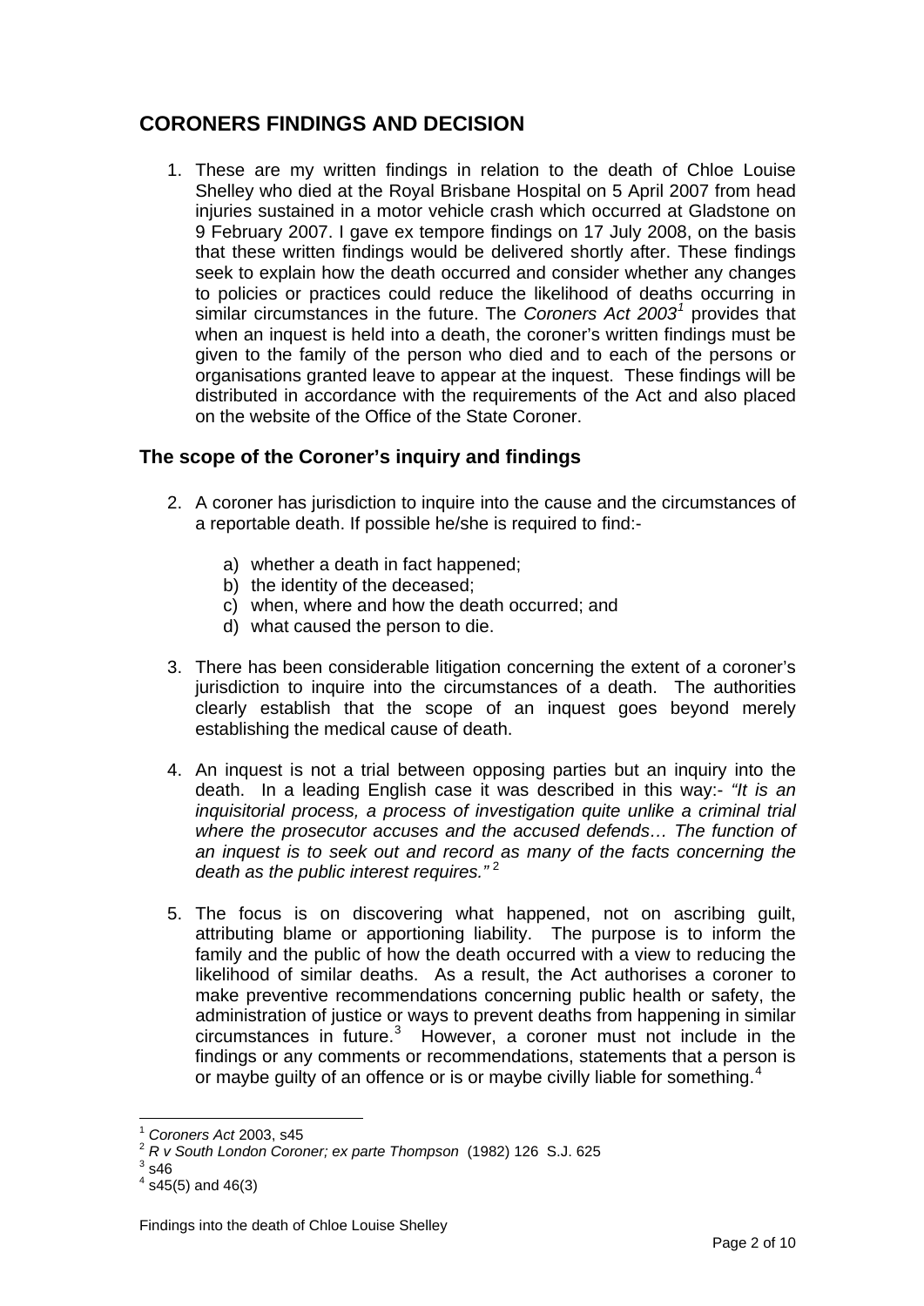## CORONERS FINDINGS AND DECISION

1. These are my written findings in relation to the death of Chloe Louise Shelley who died at the Royal Brisbane Hospital on 5 April 2007 from head injuries sustained in a motor vehicle crash which occurred at Gladstone on 9 February 2007. I gave ex tempore findings on 17 July 2008, on the basis that these written findings would be delivered shortly after. These findings seek to explain how the death occurred and consider whether any changes to policies or practices could reduce the likelihood of deaths occurring in similar circumstances in the future. The *Coroners Act 2003*[1] provides that when an inquest is held into a death, the coroner's written findings must be given to the family of the person who died and to each of the persons or organisations granted leave to appear at the inquest. These findings will be distributed in accordance with the requirements of the Act and also placed on the website of the Office of the State Coroner.

### The scope of the Coroner's inquiry and findings

2. A coroner has jurisdiction to inquire into the cause and the circumstances of a reportable death. If possible he/she is required to find:-

    a) whether a death in fact happened;
    b) the identity of the deceased;
    c) when, where and how the death occurred; and
    d) what caused the person to die.

3. There has been considerable litigation concerning the extent of a coroner's jurisdiction to inquire into the circumstances of a death. The authorities clearly establish that the scope of an inquest goes beyond merely establishing the medical cause of death.

4. An inquest is not a trial between opposing parties but an inquiry into the death. In a leading English case it was described in this way:- *"It is an inquisitorial process, a process of investigation quite unlike a criminal trial where the prosecutor accuses and the accused defends… The function of an inquest is to seek out and record as many of the facts concerning the death as the public interest requires."*[2]

5. The focus is on discovering what happened, not on ascribing guilt, attributing blame or apportioning liability. The purpose is to inform the family and the public of how the death occurred with a view to reducing the likelihood of similar deaths. As a result, the Act authorises a coroner to make preventive recommendations concerning public health or safety, the administration of justice or ways to prevent deaths from happening in similar circumstances in future.[3] However, a coroner must not include in the findings or any comments or recommendations, statements that a person is or maybe guilty of an offence or is or maybe civilly liable for something.[4]

---

[1] *Coroners Act* 2003, s45
[2] *R v South London Coroner; ex parte Thompson* (1982) 126 S.J. 625
[3] s46
[4] s45(5) and 46(3)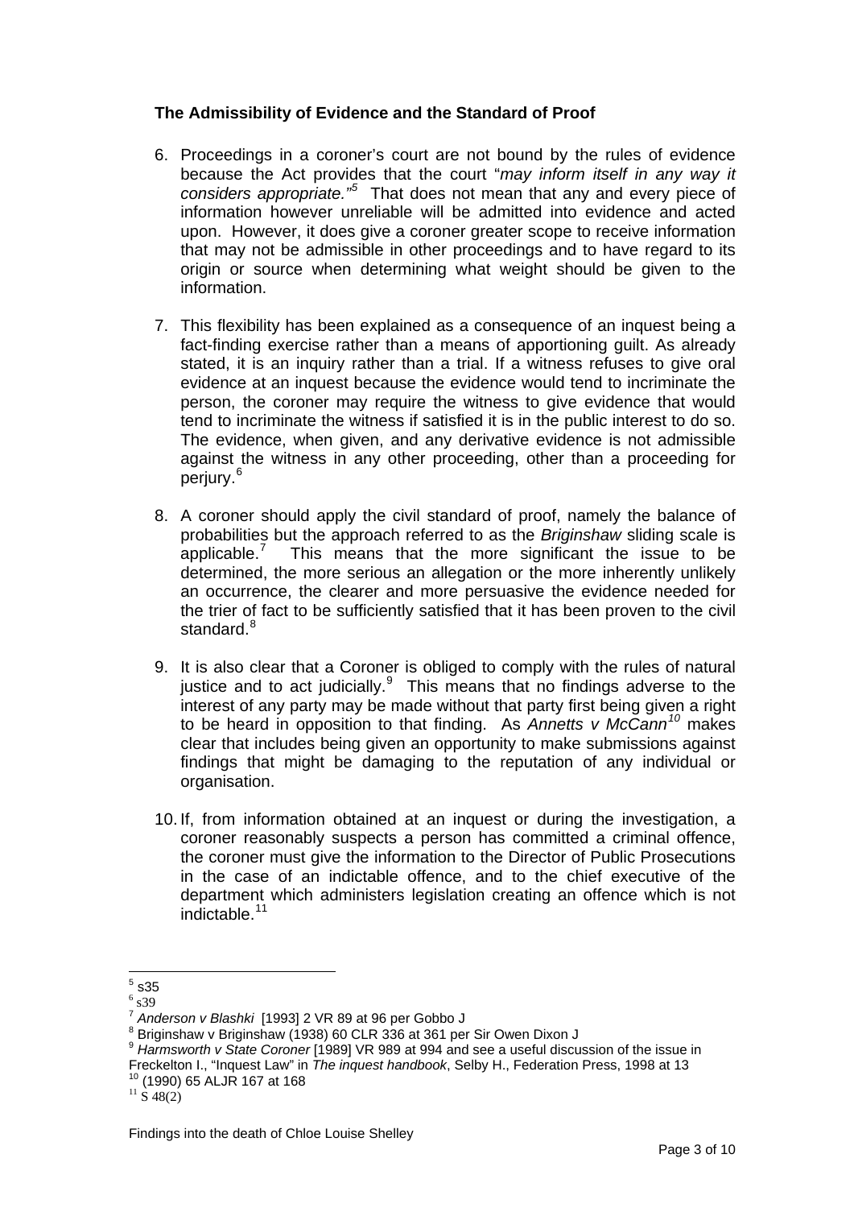### The Admissibility of Evidence and the Standard of Proof

6. Proceedings in a coroner's court are not bound by the rules of evidence because the Act provides that the court "*may inform itself in any way it considers appropriate.*"[5] That does not mean that any and every piece of information however unreliable will be admitted into evidence and acted upon. However, it does give a coroner greater scope to receive information that may not be admissible in other proceedings and to have regard to its origin or source when determining what weight should be given to the information.

7. This flexibility has been explained as a consequence of an inquest being a fact-finding exercise rather than a means of apportioning guilt. As already stated, it is an inquiry rather than a trial. If a witness refuses to give oral evidence at an inquest because the evidence would tend to incriminate the person, the coroner may require the witness to give evidence that would tend to incriminate the witness if satisfied it is in the public interest to do so. The evidence, when given, and any derivative evidence is not admissible against the witness in any other proceeding, other than a proceeding for perjury.[6]

8. A coroner should apply the civil standard of proof, namely the balance of probabilities but the approach referred to as the *Briginshaw* sliding scale is applicable.[7] This means that the more significant the issue to be determined, the more serious an allegation or the more inherently unlikely an occurrence, the clearer and more persuasive the evidence needed for the trier of fact to be sufficiently satisfied that it has been proven to the civil standard.[8]

9. It is also clear that a Coroner is obliged to comply with the rules of natural justice and to act judicially.[9] This means that no findings adverse to the interest of any party may be made without that party first being given a right to be heard in opposition to that finding. As *Annetts v McCann*[10] makes clear that includes being given an opportunity to make submissions against findings that might be damaging to the reputation of any individual or organisation.

10. If, from information obtained at an inquest or during the investigation, a coroner reasonably suspects a person has committed a criminal offence, the coroner must give the information to the Director of Public Prosecutions in the case of an indictable offence, and to the chief executive of the department which administers legislation creating an offence which is not indictable.[11]

---

[5] s35
[6] s39
[7] *Anderson v Blashki* [1993] 2 VR 89 at 96 per Gobbo J
[8] Briginshaw v Briginshaw (1938) 60 CLR 336 at 361 per Sir Owen Dixon J
[9] *Harmsworth v State Coroner* [1989] VR 989 at 994 and see a useful discussion of the issue in Freckelton I., "Inquest Law" in *The inquest handbook*, Selby H., Federation Press, 1998 at 13
[10] (1990) 65 ALJR 167 at 168
[11] S 48(2)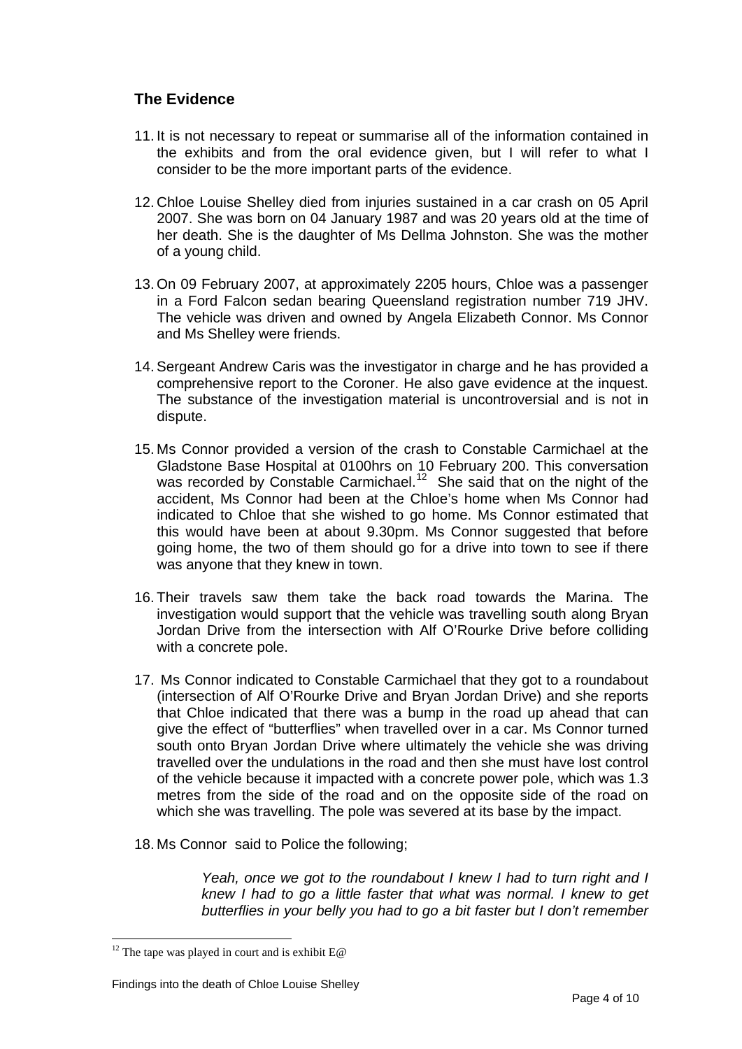## The Evidence

11. It is not necessary to repeat or summarise all of the information contained in the exhibits and from the oral evidence given, but I will refer to what I consider to be the more important parts of the evidence.

12. Chloe Louise Shelley died from injuries sustained in a car crash on 05 April 2007. She was born on 04 January 1987 and was 20 years old at the time of her death. She is the daughter of Ms Dellma Johnston. She was the mother of a young child.

13. On 09 February 2007, at approximately 2205 hours, Chloe was a passenger in a Ford Falcon sedan bearing Queensland registration number 719 JHV. The vehicle was driven and owned by Angela Elizabeth Connor. Ms Connor and Ms Shelley were friends.

14. Sergeant Andrew Caris was the investigator in charge and he has provided a comprehensive report to the Coroner. He also gave evidence at the inquest. The substance of the investigation material is uncontroversial and is not in dispute.

15. Ms Connor provided a version of the crash to Constable Carmichael at the Gladstone Base Hospital at 0100hrs on 10 February 200. This conversation was recorded by Constable Carmichael.[12] She said that on the night of the accident, Ms Connor had been at the Chloe's home when Ms Connor had indicated to Chloe that she wished to go home. Ms Connor estimated that this would have been at about 9.30pm. Ms Connor suggested that before going home, the two of them should go for a drive into town to see if there was anyone that they knew in town.

16. Their travels saw them take the back road towards the Marina. The investigation would support that the vehicle was travelling south along Bryan Jordan Drive from the intersection with Alf O'Rourke Drive before colliding with a concrete pole.

17. Ms Connor indicated to Constable Carmichael that they got to a roundabout (intersection of Alf O'Rourke Drive and Bryan Jordan Drive) and she reports that Chloe indicated that there was a bump in the road up ahead that can give the effect of "butterflies" when travelled over in a car. Ms Connor turned south onto Bryan Jordan Drive where ultimately the vehicle she was driving travelled over the undulations in the road and then she must have lost control of the vehicle because it impacted with a concrete power pole, which was 1.3 metres from the side of the road and on the opposite side of the road on which she was travelling. The pole was severed at its base by the impact.

18. Ms Connor said to Police the following;

> *Yeah, once we got to the roundabout I knew I had to turn right and I knew I had to go a little faster that what was normal. I knew to get butterflies in your belly you had to go a bit faster but I don't remember*

---

[12] The tape was played in court and is exhibit E@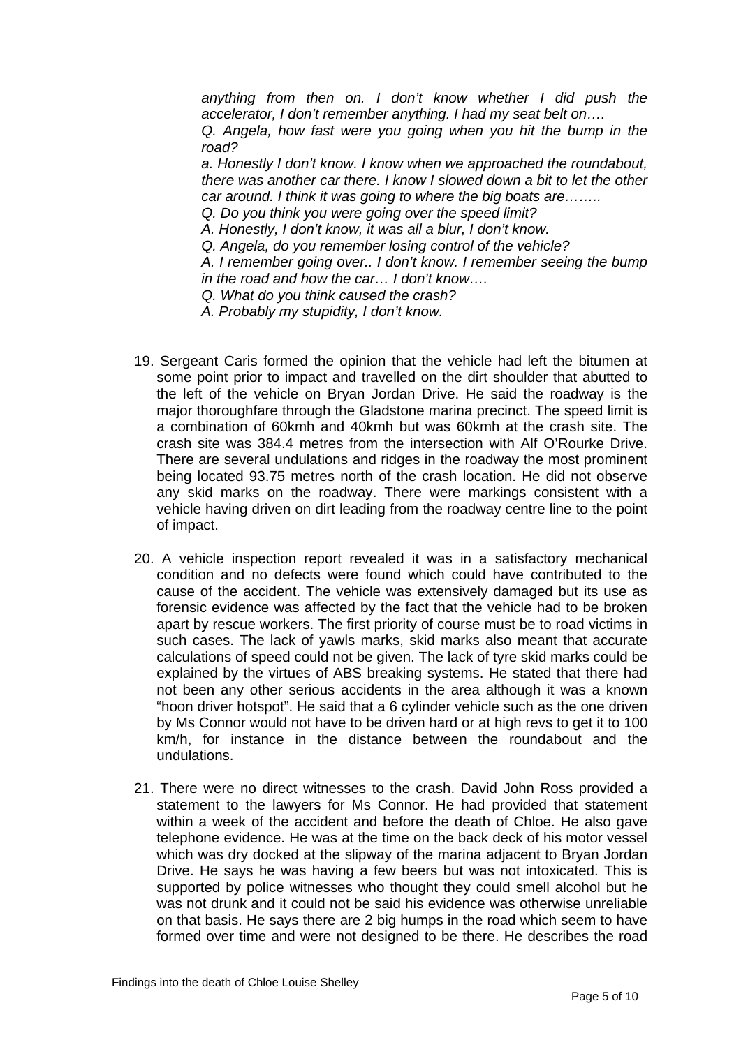*anything from then on. I don't know whether I did push the accelerator, I don't remember anything. I had my seat belt on….*

*Q. Angela, how fast were you going when you hit the bump in the road?*

*a. Honestly I don't know. I know when we approached the roundabout, there was another car there. I know I slowed down a bit to let the other car around. I think it was going to where the big boats are……..*

*Q. Do you think you were going over the speed limit?*

*A. Honestly, I don't know, it was all a blur, I don't know.*

*Q. Angela, do you remember losing control of the vehicle?*

*A. I remember going over.. I don't know. I remember seeing the bump in the road and how the car… I don't know….*

*Q. What do you think caused the crash?*

*A. Probably my stupidity, I don't know.*

19. Sergeant Caris formed the opinion that the vehicle had left the bitumen at some point prior to impact and travelled on the dirt shoulder that abutted to the left of the vehicle on Bryan Jordan Drive. He said the roadway is the major thoroughfare through the Gladstone marina precinct. The speed limit is a combination of 60kmh and 40kmh but was 60kmh at the crash site. The crash site was 384.4 metres from the intersection with Alf O'Rourke Drive. There are several undulations and ridges in the roadway the most prominent being located 93.75 metres north of the crash location. He did not observe any skid marks on the roadway. There were markings consistent with a vehicle having driven on dirt leading from the roadway centre line to the point of impact.

20. A vehicle inspection report revealed it was in a satisfactory mechanical condition and no defects were found which could have contributed to the cause of the accident. The vehicle was extensively damaged but its use as forensic evidence was affected by the fact that the vehicle had to be broken apart by rescue workers. The first priority of course must be to road victims in such cases. The lack of yawls marks, skid marks also meant that accurate calculations of speed could not be given. The lack of tyre skid marks could be explained by the virtues of ABS breaking systems. He stated that there had not been any other serious accidents in the area although it was a known "hoon driver hotspot". He said that a 6 cylinder vehicle such as the one driven by Ms Connor would not have to be driven hard or at high revs to get it to 100 km/h, for instance in the distance between the roundabout and the undulations.

21. There were no direct witnesses to the crash. David John Ross provided a statement to the lawyers for Ms Connor. He had provided that statement within a week of the accident and before the death of Chloe. He also gave telephone evidence. He was at the time on the back deck of his motor vessel which was dry docked at the slipway of the marina adjacent to Bryan Jordan Drive. He says he was having a few beers but was not intoxicated. This is supported by police witnesses who thought they could smell alcohol but he was not drunk and it could not be said his evidence was otherwise unreliable on that basis. He says there are 2 big humps in the road which seem to have formed over time and were not designed to be there. He describes the road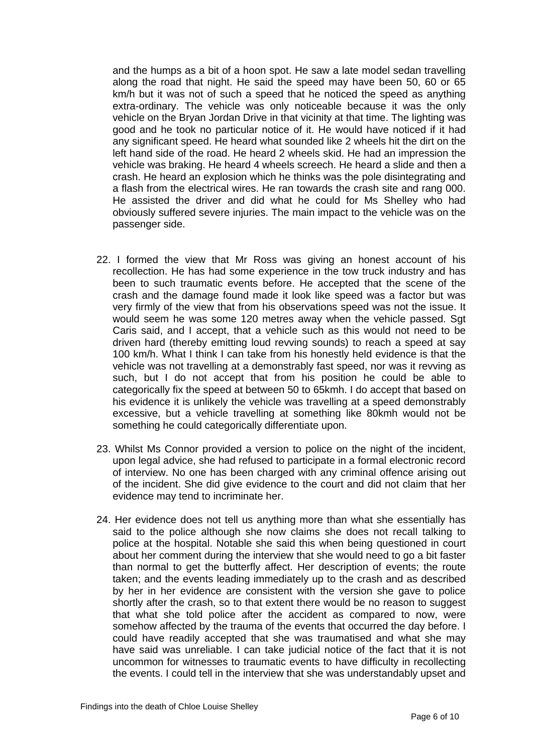and the humps as a bit of a hoon spot. He saw a late model sedan travelling along the road that night. He said the speed may have been 50, 60 or 65 km/h but it was not of such a speed that he noticed the speed as anything extra-ordinary. The vehicle was only noticeable because it was the only vehicle on the Bryan Jordan Drive in that vicinity at that time. The lighting was good and he took no particular notice of it. He would have noticed if it had any significant speed. He heard what sounded like 2 wheels hit the dirt on the left hand side of the road. He heard 2 wheels skid. He had an impression the vehicle was braking. He heard 4 wheels screech. He heard a slide and then a crash. He heard an explosion which he thinks was the pole disintegrating and a flash from the electrical wires. He ran towards the crash site and rang 000. He assisted the driver and did what he could for Ms Shelley who had obviously suffered severe injuries. The main impact to the vehicle was on the passenger side.

22. I formed the view that Mr Ross was giving an honest account of his recollection. He has had some experience in the tow truck industry and has been to such traumatic events before. He accepted that the scene of the crash and the damage found made it look like speed was a factor but was very firmly of the view that from his observations speed was not the issue. It would seem he was some 120 metres away when the vehicle passed. Sgt Caris said, and I accept, that a vehicle such as this would not need to be driven hard (thereby emitting loud revving sounds) to reach a speed at say 100 km/h. What I think I can take from his honestly held evidence is that the vehicle was not travelling at a demonstrably fast speed, nor was it revving as such, but I do not accept that from his position he could be able to categorically fix the speed at between 50 to 65kmh. I do accept that based on his evidence it is unlikely the vehicle was travelling at a speed demonstrably excessive, but a vehicle travelling at something like 80kmh would not be something he could categorically differentiate upon.

23. Whilst Ms Connor provided a version to police on the night of the incident, upon legal advice, she had refused to participate in a formal electronic record of interview. No one has been charged with any criminal offence arising out of the incident. She did give evidence to the court and did not claim that her evidence may tend to incriminate her.

24. Her evidence does not tell us anything more than what she essentially has said to the police although she now claims she does not recall talking to police at the hospital. Notable she said this when being questioned in court about her comment during the interview that she would need to go a bit faster than normal to get the butterfly affect. Her description of events; the route taken; and the events leading immediately up to the crash and as described by her in her evidence are consistent with the version she gave to police shortly after the crash, so to that extent there would be no reason to suggest that what she told police after the accident as compared to now, were somehow affected by the trauma of the events that occurred the day before. I could have readily accepted that she was traumatised and what she may have said was unreliable. I can take judicial notice of the fact that it is not uncommon for witnesses to traumatic events to have difficulty in recollecting the events. I could tell in the interview that she was understandably upset and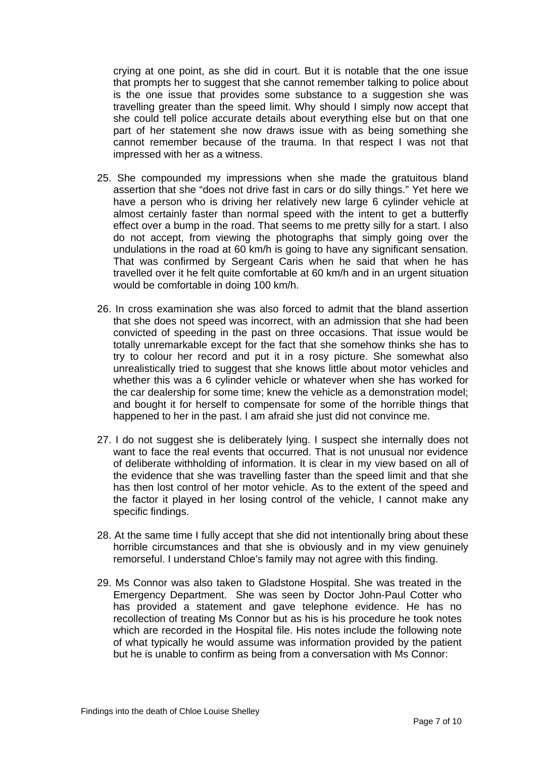crying at one point, as she did in court. But it is notable that the one issue that prompts her to suggest that she cannot remember talking to police about is the one issue that provides some substance to a suggestion she was travelling greater than the speed limit. Why should I simply now accept that she could tell police accurate details about everything else but on that one part of her statement she now draws issue with as being something she cannot remember because of the trauma. In that respect I was not that impressed with her as a witness.

25. She compounded my impressions when she made the gratuitous bland assertion that she "does not drive fast in cars or do silly things." Yet here we have a person who is driving her relatively new large 6 cylinder vehicle at almost certainly faster than normal speed with the intent to get a butterfly effect over a bump in the road. That seems to me pretty silly for a start. I also do not accept, from viewing the photographs that simply going over the undulations in the road at 60 km/h is going to have any significant sensation. That was confirmed by Sergeant Caris when he said that when he has travelled over it he felt quite comfortable at 60 km/h and in an urgent situation would be comfortable in doing 100 km/h.

26. In cross examination she was also forced to admit that the bland assertion that she does not speed was incorrect, with an admission that she had been convicted of speeding in the past on three occasions. That issue would be totally unremarkable except for the fact that she somehow thinks she has to try to colour her record and put it in a rosy picture. She somewhat also unrealistically tried to suggest that she knows little about motor vehicles and whether this was a 6 cylinder vehicle or whatever when she has worked for the car dealership for some time; knew the vehicle as a demonstration model; and bought it for herself to compensate for some of the horrible things that happened to her in the past. I am afraid she just did not convince me.

27. I do not suggest she is deliberately lying. I suspect she internally does not want to face the real events that occurred. That is not unusual nor evidence of deliberate withholding of information. It is clear in my view based on all of the evidence that she was travelling faster than the speed limit and that she has then lost control of her motor vehicle. As to the extent of the speed and the factor it played in her losing control of the vehicle, I cannot make any specific findings.

28. At the same time I fully accept that she did not intentionally bring about these horrible circumstances and that she is obviously and in my view genuinely remorseful. I understand Chloe's family may not agree with this finding.

29. Ms Connor was also taken to Gladstone Hospital. She was treated in the Emergency Department. She was seen by Doctor John-Paul Cotter who has provided a statement and gave telephone evidence. He has no recollection of treating Ms Connor but as his is his procedure he took notes which are recorded in the Hospital file. His notes include the following note of what typically he would assume was information provided by the patient but he is unable to confirm as being from a conversation with Ms Connor: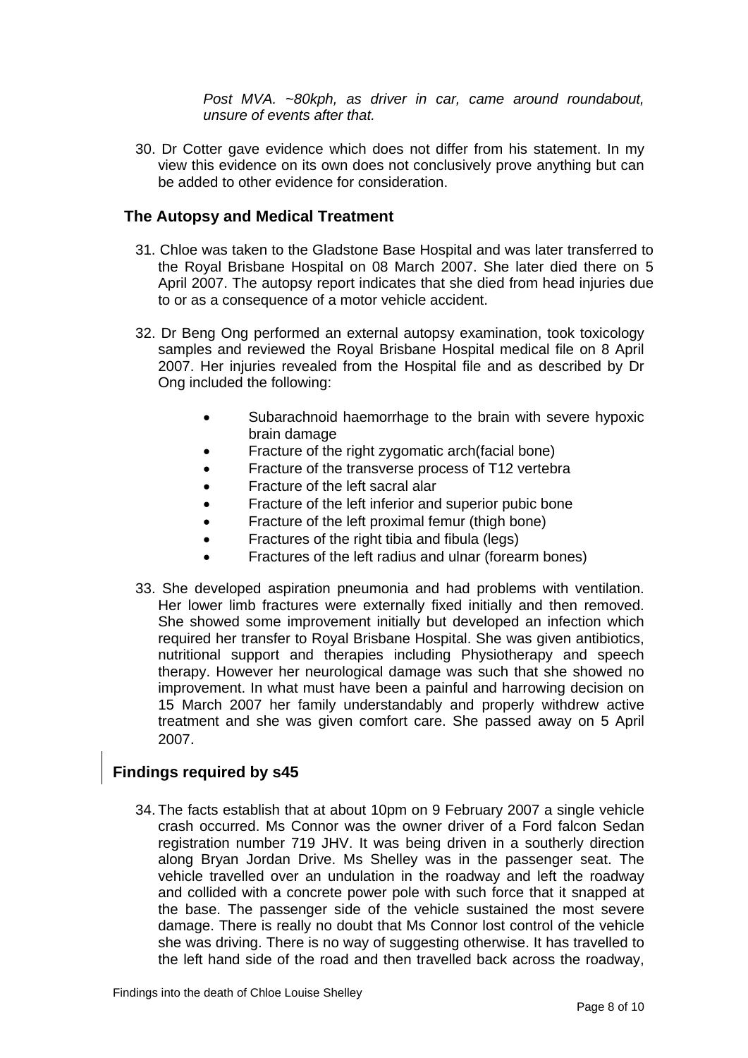*Post MVA. ~80kph, as driver in car, came around roundabout, unsure of events after that.*

30. Dr Cotter gave evidence which does not differ from his statement. In my view this evidence on its own does not conclusively prove anything but can be added to other evidence for consideration.

## The Autopsy and Medical Treatment

31. Chloe was taken to the Gladstone Base Hospital and was later transferred to the Royal Brisbane Hospital on 08 March 2007. She later died there on 5 April 2007. The autopsy report indicates that she died from head injuries due to or as a consequence of a motor vehicle accident.

32. Dr Beng Ong performed an external autopsy examination, took toxicology samples and reviewed the Royal Brisbane Hospital medical file on 8 April 2007. Her injuries revealed from the Hospital file and as described by Dr Ong included the following:

    - Subarachnoid haemorrhage to the brain with severe hypoxic brain damage
    - Fracture of the right zygomatic arch(facial bone)
    - Fracture of the transverse process of T12 vertebra
    - Fracture of the left sacral alar
    - Fracture of the left inferior and superior pubic bone
    - Fracture of the left proximal femur (thigh bone)
    - Fractures of the right tibia and fibula (legs)
    - Fractures of the left radius and ulnar (forearm bones)

33. She developed aspiration pneumonia and had problems with ventilation. Her lower limb fractures were externally fixed initially and then removed. She showed some improvement initially but developed an infection which required her transfer to Royal Brisbane Hospital. She was given antibiotics, nutritional support and therapies including Physiotherapy and speech therapy. However her neurological damage was such that she showed no improvement. In what must have been a painful and harrowing decision on 15 March 2007 her family understandably and properly withdrew active treatment and she was given comfort care. She passed away on 5 April 2007.

## Findings required by s45

34. The facts establish that at about 10pm on 9 February 2007 a single vehicle crash occurred. Ms Connor was the owner driver of a Ford falcon Sedan registration number 719 JHV. It was being driven in a southerly direction along Bryan Jordan Drive. Ms Shelley was in the passenger seat. The vehicle travelled over an undulation in the roadway and left the roadway and collided with a concrete power pole with such force that it snapped at the base. The passenger side of the vehicle sustained the most severe damage. There is really no doubt that Ms Connor lost control of the vehicle she was driving. There is no way of suggesting otherwise. It has travelled to the left hand side of the road and then travelled back across the roadway,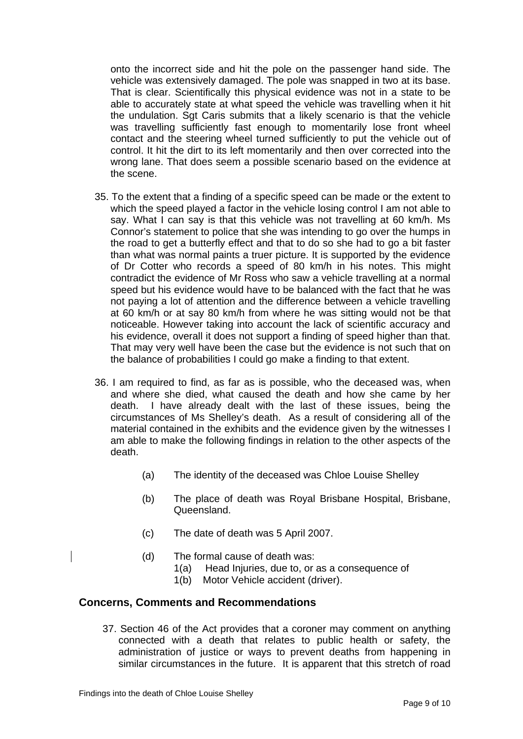onto the incorrect side and hit the pole on the passenger hand side. The vehicle was extensively damaged. The pole was snapped in two at its base. That is clear. Scientifically this physical evidence was not in a state to be able to accurately state at what speed the vehicle was travelling when it hit the undulation. Sgt Caris submits that a likely scenario is that the vehicle was travelling sufficiently fast enough to momentarily lose front wheel contact and the steering wheel turned sufficiently to put the vehicle out of control. It hit the dirt to its left momentarily and then over corrected into the wrong lane. That does seem a possible scenario based on the evidence at the scene.

35. To the extent that a finding of a specific speed can be made or the extent to which the speed played a factor in the vehicle losing control I am not able to say. What I can say is that this vehicle was not travelling at 60 km/h. Ms Connor's statement to police that she was intending to go over the humps in the road to get a butterfly effect and that to do so she had to go a bit faster than what was normal paints a truer picture. It is supported by the evidence of Dr Cotter who records a speed of 80 km/h in his notes. This might contradict the evidence of Mr Ross who saw a vehicle travelling at a normal speed but his evidence would have to be balanced with the fact that he was not paying a lot of attention and the difference between a vehicle travelling at 60 km/h or at say 80 km/h from where he was sitting would not be that noticeable. However taking into account the lack of scientific accuracy and his evidence, overall it does not support a finding of speed higher than that. That may very well have been the case but the evidence is not such that on the balance of probabilities I could go make a finding to that extent.

36. I am required to find, as far as is possible, who the deceased was, when and where she died, what caused the death and how she came by her death. I have already dealt with the last of these issues, being the circumstances of Ms Shelley's death. As a result of considering all of the material contained in the exhibits and the evidence given by the witnesses I am able to make the following findings in relation to the other aspects of the death.

    (a) The identity of the deceased was Chloe Louise Shelley

    (b) The place of death was Royal Brisbane Hospital, Brisbane, Queensland.

    (c) The date of death was 5 April 2007.

    (d) The formal cause of death was:
        1(a) Head Injuries, due to, or as a consequence of
        1(b) Motor Vehicle accident (driver).

## Concerns, Comments and Recommendations

37. Section 46 of the Act provides that a coroner may comment on anything connected with a death that relates to public health or safety, the administration of justice or ways to prevent deaths from happening in similar circumstances in the future. It is apparent that this stretch of road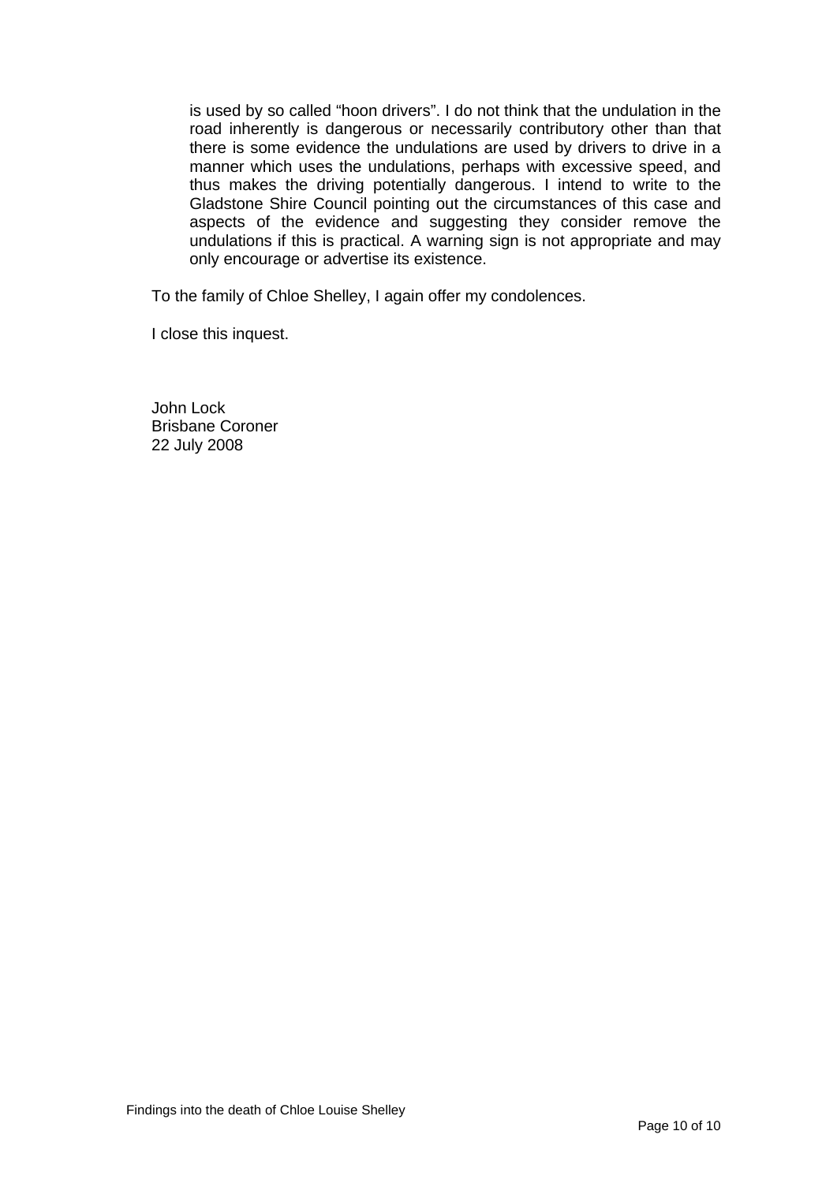is used by so called "hoon drivers". I do not think that the undulation in the road inherently is dangerous or necessarily contributory other than that there is some evidence the undulations are used by drivers to drive in a manner which uses the undulations, perhaps with excessive speed, and thus makes the driving potentially dangerous. I intend to write to the Gladstone Shire Council pointing out the circumstances of this case and aspects of the evidence and suggesting they consider remove the undulations if this is practical. A warning sign is not appropriate and may only encourage or advertise its existence.

To the family of Chloe Shelley, I again offer my condolences.

I close this inquest.

John Lock
Brisbane Coroner
22 July 2008